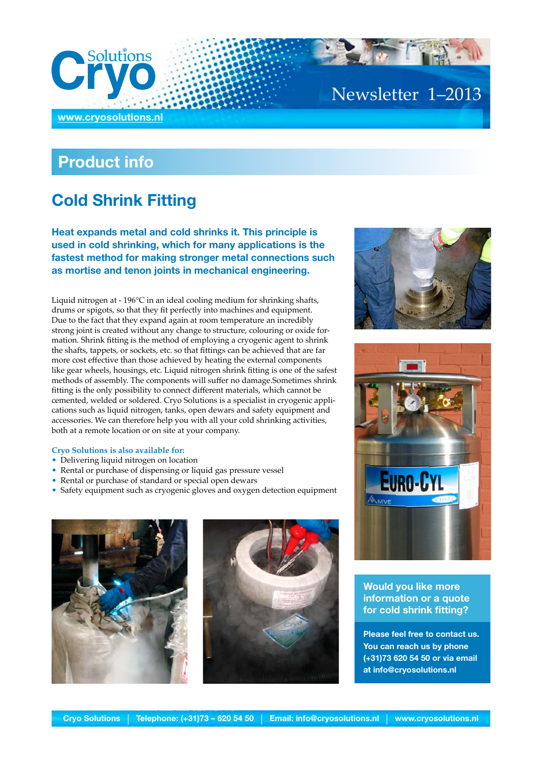# Cryo Solutions

www.cryosolutions.nl

Newsletter 1–2013

## Product info

## Cold Shrink Fitting

**Heat expands metal and cold shrinks it. This principle is used in cold shrinking, which for many applications is the fastest method for making stronger metal connections such as mortise and tenon joints in mechanical engineering.**

Liquid nitrogen at - 196°C in an ideal cooling medium for shrinking shafts, drums or spigots, so that they fit perfectly into machines and equipment. Due to the fact that they expand again at room temperature an incredibly strong joint is created without any change to structure, colouring or oxide formation. Shrink fitting is the method of employing a cryogenic agent to shrink the shafts, tappets, or sockets, etc. so that fittings can be achieved that are far more cost effective than those achieved by heating the external components like gear wheels, housings, etc. Liquid nitrogen shrink fitting is one of the safest methods of assembly. The components will suffer no damage.Sometimes shrink fitting is the only possibility to connect different materials, which cannot be cemented, welded or soldered. Cryo Solutions is a specialist in cryogenic applications such as liquid nitrogen, tanks, open dewars and safety equipment and accessories. We can therefore help you with all your cold shrinking activities, both at a remote location or on site at your company.

**Cryo Solutions is also available for:**

- Delivering liquid nitrogen on location
- Rental or purchase of dispensing or liquid gas pressure vessel
- Rental or purchase of standard or special open dewars
- Safety equipment such as cryogenic gloves and oxygen detection equipment

**Would you like more information or a quote for cold shrink fitting?**

**Please feel free to contact us. You can reach us by phone (+31)73 620 54 50 or via email at info@cryosolutions.nl**

Cryo Solutions | Telephone: (+31)73 – 620 54 50 | Email: info@cryosolutions.nl | www.cryosolutions.nl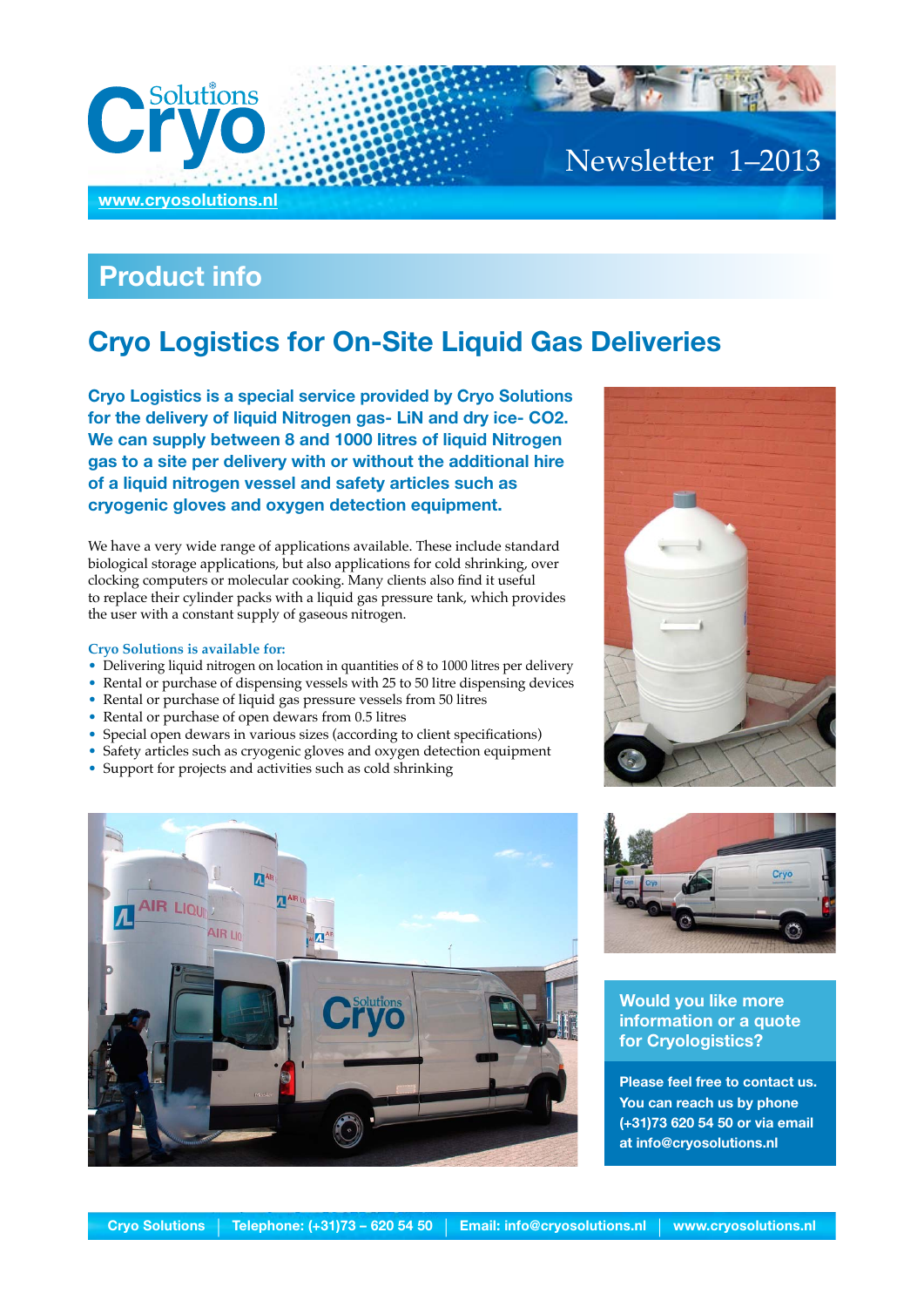Cryo Solutions

www.cryosolutions.nl

Newsletter 1–2013

## Product info

# Cryo Logistics for On-Site Liquid Gas Deliveries

**Cryo Logistics is a special service provided by Cryo Solutions for the delivery of liquid Nitrogen gas- LiN and dry ice- CO2. We can supply between 8 and 1000 litres of liquid Nitrogen gas to a site per delivery with or without the additional hire of a liquid nitrogen vessel and safety articles such as cryogenic gloves and oxygen detection equipment.**

We have a very wide range of applications available. These include standard biological storage applications, but also applications for cold shrinking, over clocking computers or molecular cooking. Many clients also find it useful to replace their cylinder packs with a liquid gas pressure tank, which provides the user with a constant supply of gaseous nitrogen.

**Cryo Solutions is available for:**

- Delivering liquid nitrogen on location in quantities of 8 to 1000 litres per delivery
- Rental or purchase of dispensing vessels with 25 to 50 litre dispensing devices
- Rental or purchase of liquid gas pressure vessels from 50 litres
- Rental or purchase of open dewars from 0.5 litres
- Special open dewars in various sizes (according to client specifications)
- Safety articles such as cryogenic gloves and oxygen detection equipment
- Support for projects and activities such as cold shrinking

**Would you like more information or a quote for Cryologistics?**

**Please feel free to contact us. You can reach us by phone (+31)73 620 54 50 or via email at info@cryosolutions.nl**

Cryo Solutions | Telephone: (+31)73 – 620 54 50 | Email: info@cryosolutions.nl | www.cryosolutions.nl